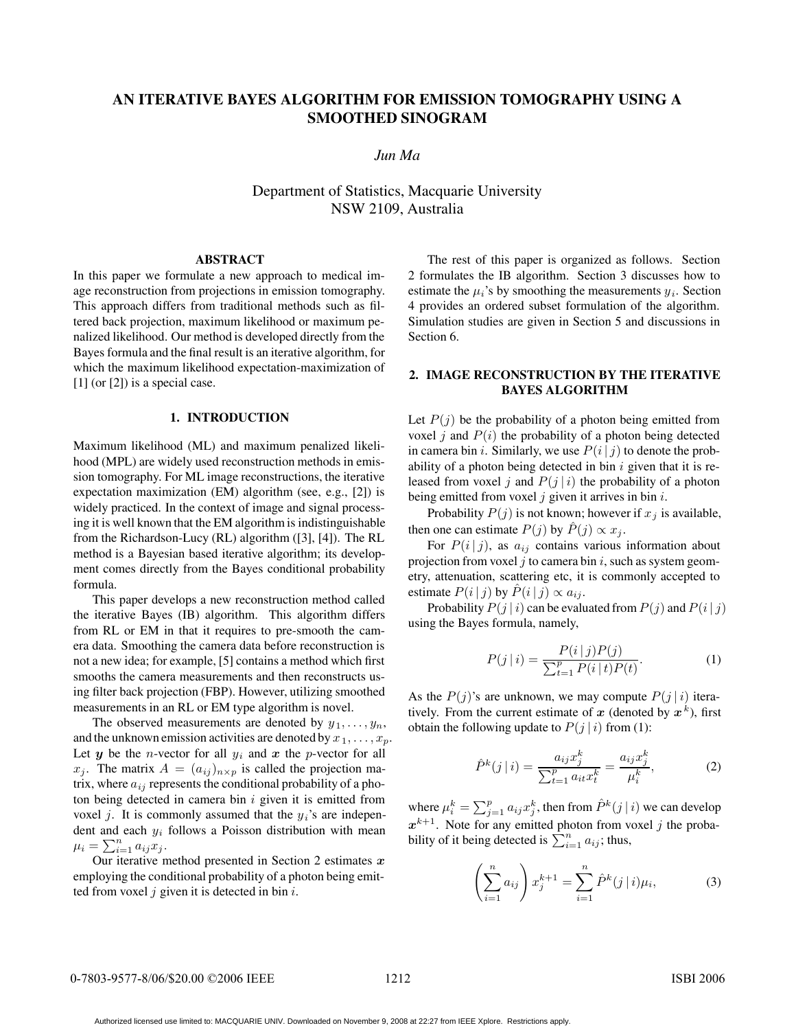# AN ITERATIVE BAYES ALGORITHM FOR EMISSION TOMOGRAPHY USING A SMOOTHED SINOGRAM

*Jun Ma*

Department of Statistics, Macquarie University
NSW 2109, Australia

## ABSTRACT

In this paper we formulate a new approach to medical image reconstruction from projections in emission tomography. This approach differs from traditional methods such as filtered back projection, maximum likelihood or maximum penalized likelihood. Our method is developed directly from the Bayes formula and the final result is an iterative algorithm, for which the maximum likelihood expectation-maximization of [1] (or [2]) is a special case.

## 1. INTRODUCTION

Maximum likelihood (ML) and maximum penalized likelihood (MPL) are widely used reconstruction methods in emission tomography. For ML image reconstructions, the iterative expectation maximization (EM) algorithm (see, e.g., [2]) is widely practiced. In the context of image and signal processing it is well known that the EM algorithm is indistinguishable from the Richardson-Lucy (RL) algorithm ([3], [4]). The RL method is a Bayesian based iterative algorithm; its development comes directly from the Bayes conditional probability formula.

This paper develops a new reconstruction method called the iterative Bayes (IB) algorithm. This algorithm differs from RL or EM in that it requires to pre-smooth the camera data. Smoothing the camera data before reconstruction is not a new idea; for example, [5] contains a method which first smooths the camera measurements and then reconstructs using filter back projection (FBP). However, utilizing smoothed measurements in an RL or EM type algorithm is novel.

The observed measurements are denoted by $y_1, \ldots, y_n$, and the unknown emission activities are denoted by $x_1, \ldots, x_p$. Let $\boldsymbol{y}$ be the $n$-vector for all $y_i$ and $\boldsymbol{x}$ the $p$-vector for all $x_j$. The matrix $A = (a_{ij})_{n \times p}$ is called the projection matrix, where $a_{ij}$ represents the conditional probability of a photon being detected in camera bin $i$ given it is emitted from voxel $j$. It is commonly assumed that the $y_i$'s are independent and each $y_i$ follows a Poisson distribution with mean $\mu_i = \sum_{i=1}^{n} a_{ij} x_j$.

Our iterative method presented in Section 2 estimates $\boldsymbol{x}$ employing the conditional probability of a photon being emitted from voxel $j$ given it is detected in bin $i$.

The rest of this paper is organized as follows. Section 2 formulates the IB algorithm. Section 3 discusses how to estimate the $\mu_i$'s by smoothing the measurements $y_i$. Section 4 provides an ordered subset formulation of the algorithm. Simulation studies are given in Section 5 and discussions in Section 6.

## 2. IMAGE RECONSTRUCTION BY THE ITERATIVE BAYES ALGORITHM

Let $P(j)$ be the probability of a photon being emitted from voxel $j$ and $P(i)$ the probability of a photon being detected in camera bin $i$. Similarly, we use $P(i \,|\, j)$ to denote the probability of a photon being detected in bin $i$ given that it is released from voxel $j$ and $P(j \,|\, i)$ the probability of a photon being emitted from voxel $j$ given it arrives in bin $i$.

Probability $P(j)$ is not known; however if $x_j$ is available, then one can estimate $P(j)$ by $\hat{P}(j) \propto x_j$.

For $P(i \,|\, j)$, as $a_{ij}$ contains various information about projection from voxel $j$ to camera bin $i$, such as system geometry, attenuation, scattering etc, it is commonly accepted to estimate $P(i \,|\, j)$ by $\hat{P}(i \,|\, j) \propto a_{ij}$.

Probability $P(j \,|\, i)$ can be evaluated from $P(j)$ and $P(i \,|\, j)$ using the Bayes formula, namely,

$$P(j \,|\, i) = \frac{P(i \,|\, j) P(j)}{\sum_{t=1}^{p} P(i \,|\, t) P(t)}. \tag{1}$$

As the $P(j)$'s are unknown, we may compute $P(j \,|\, i)$ iteratively. From the current estimate of $\boldsymbol{x}$ (denoted by $\boldsymbol{x}^k$), first obtain the following update to $P(j \,|\, i)$ from (1):

$$\hat{P}^k(j \,|\, i) = \frac{a_{ij} x_j^k}{\sum_{t=1}^{p} a_{it} x_t^k} = \frac{a_{ij} x_j^k}{\mu_i^k}, \tag{2}$$

where $\mu_i^k = \sum_{j=1}^{p} a_{ij} x_j^k$, then from $\hat{P}^k(j \,|\, i)$ we can develop $\boldsymbol{x}^{k+1}$. Note for any emitted photon from voxel $j$ the probability of it being detected is $\sum_{i=1}^{n} a_{ij}$; thus,

$$\left( \sum_{i=1}^{n} a_{ij} \right) x_j^{k+1} = \sum_{i=1}^{n} \hat{P}^k(j \,|\, i) \mu_i, \tag{3}$$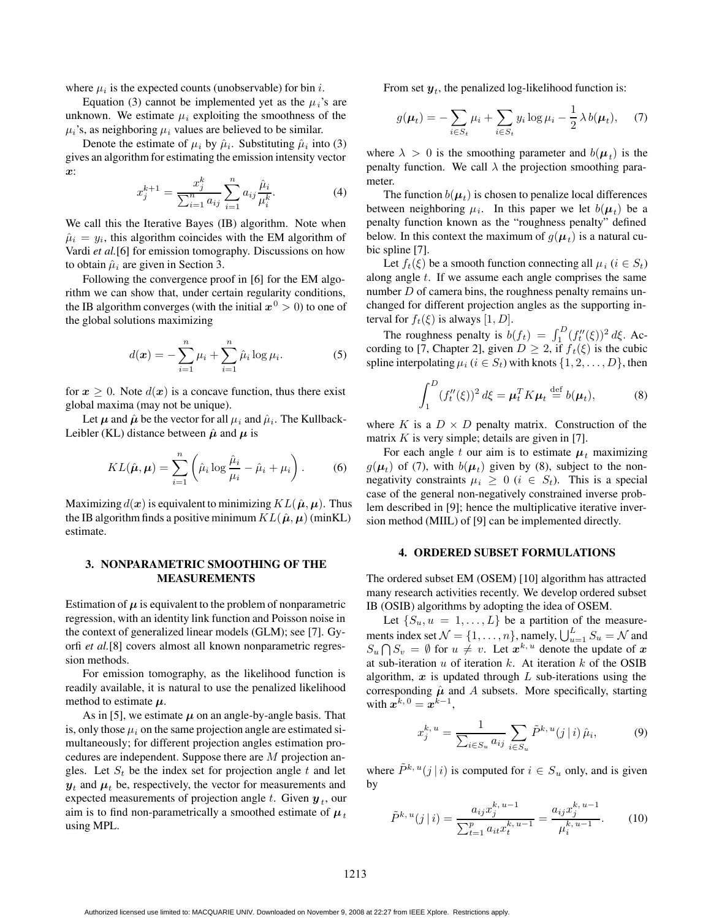where $\mu_i$ is the expected counts (unobservable) for bin $i$.

Equation (3) cannot be implemented yet as the $\mu_i$'s are unknown. We estimate $\mu_i$ exploiting the smoothness of the $\mu_i$'s, as neighboring $\mu_i$ values are believed to be similar.

Denote the estimate of $\mu_i$ by $\hat{\mu}_i$. Substituting $\hat{\mu}_i$ into (3) gives an algorithm for estimating the emission intensity vector $\boldsymbol{x}$:

$$x_j^{k+1} = \frac{x_j^k}{\sum_{i=1}^n a_{ij}} \sum_{i=1}^n a_{ij} \frac{\hat{\mu}_i}{\mu_i^k}. \tag{4}$$

We call this the Iterative Bayes (IB) algorithm. Note when $\hat{\mu}_i = y_i$, this algorithm coincides with the EM algorithm of Vardi *et al.*[6] for emission tomography. Discussions on how to obtain $\hat{\mu}_i$ are given in Section 3.

Following the convergence proof in [6] for the EM algorithm we can show that, under certain regularity conditions, the IB algorithm converges (with the initial $\boldsymbol{x}^0 > 0$) to one of the global solutions maximizing

$$d(\boldsymbol{x}) = -\sum_{i=1}^n \mu_i + \sum_{i=1}^n \hat{\mu}_i \log \mu_i. \tag{5}$$

for $\boldsymbol{x} \geq 0$. Note $d(\boldsymbol{x})$ is a concave function, thus there exist global maxima (may not be unique).

Let $\boldsymbol{\mu}$ and $\hat{\boldsymbol{\mu}}$ be the vector for all $\mu_i$ and $\hat{\mu}_i$. The Kullback-Leibler (KL) distance between $\hat{\boldsymbol{\mu}}$ and $\boldsymbol{\mu}$ is

$$KL(\hat{\boldsymbol{\mu}}, \boldsymbol{\mu}) = \sum_{i=1}^n \left( \hat{\mu}_i \log \frac{\hat{\mu}_i}{\mu_i} - \hat{\mu}_i + \mu_i \right). \tag{6}$$

Maximizing $d(\boldsymbol{x})$ is equivalent to minimizing $KL(\hat{\boldsymbol{\mu}}, \boldsymbol{\mu})$. Thus the IB algorithm finds a positive minimum $KL(\hat{\boldsymbol{\mu}}, \boldsymbol{\mu})$ (minKL) estimate.

## 3. NONPARAMETRIC SMOOTHING OF THE MEASUREMENTS

Estimation of $\boldsymbol{\mu}$ is equivalent to the problem of nonparametric regression, with an identity link function and Poisson noise in the context of generalized linear models (GLM); see [7]. Gyorfi *et al.*[8] covers almost all known nonparametric regression methods.

For emission tomography, as the likelihood function is readily available, it is natural to use the penalized likelihood method to estimate $\boldsymbol{\mu}$.

As in [5], we estimate $\boldsymbol{\mu}$ on an angle-by-angle basis. That is, only those $\mu_i$ on the same projection angle are estimated simultaneously; for different projection angles estimation procedures are independent. Suppose there are $M$ projection angles. Let $S_t$ be the index set for projection angle $t$ and let $\boldsymbol{y}_t$ and $\boldsymbol{\mu}_t$ be, respectively, the vector for measurements and expected measurements of projection angle $t$. Given $\boldsymbol{y}_t$, our aim is to find non-parametrically a smoothed estimate of $\boldsymbol{\mu}_t$ using MPL.

From set $\boldsymbol{y}_t$, the penalized log-likelihood function is:

$$g(\boldsymbol{\mu}_t) = -\sum_{i \in S_t} \mu_i + \sum_{i \in S_t} y_i \log \mu_i - \frac{1}{2} \lambda \, b(\boldsymbol{\mu}_t), \tag{7}$$

where $\lambda > 0$ is the smoothing parameter and $b(\boldsymbol{\mu}_t)$ is the penalty function. We call $\lambda$ the projection smoothing parameter.

The function $b(\boldsymbol{\mu}_t)$ is chosen to penalize local differences between neighboring $\mu_i$. In this paper we let $b(\boldsymbol{\mu}_t)$ be a penalty function known as the "roughness penalty" defined below. In this context the maximum of $g(\boldsymbol{\mu}_t)$ is a natural cubic spline [7].

Let $f_t(\xi)$ be a smooth function connecting all $\mu_i$ ($i \in S_t$) along angle $t$. If we assume each angle comprises the same number $D$ of camera bins, the roughness penalty remains unchanged for different projection angles as the supporting interval for $f_t(\xi)$ is always $[1, D]$.

The roughness penalty is $b(f_t) = \int_1^D (f_t''(\xi))^2 \, d\xi$. According to [7, Chapter 2], given $D \geq 2$, if $f_t(\xi)$ is the cubic spline interpolating $\mu_i$ ($i \in S_t$) with knots $\{1, 2, \ldots, D\}$, then

$$\int_1^D (f_t''(\xi))^2 \, d\xi = \boldsymbol{\mu}_t^T K \boldsymbol{\mu}_t \stackrel{\text{def}}{=} b(\boldsymbol{\mu}_t), \tag{8}$$

where $K$ is a $D \times D$ penalty matrix. Construction of the matrix $K$ is very simple; details are given in [7].

For each angle $t$ our aim is to estimate $\boldsymbol{\mu}_t$ maximizing $g(\boldsymbol{\mu}_t)$ of (7), with $b(\boldsymbol{\mu}_t)$ given by (8), subject to the nonnegativity constraints $\mu_i \geq 0$ ($i \in S_t$). This is a special case of the general non-negatively constrained inverse problem described in [9]; hence the multiplicative iterative inversion method (MIIL) of [9] can be implemented directly.

## 4. ORDERED SUBSET FORMULATIONS

The ordered subset EM (OSEM) [10] algorithm has attracted many research activities recently. We develop ordered subset IB (OSIB) algorithms by adopting the idea of OSEM.

Let $\{S_u, u = 1, \ldots, L\}$ be a partition of the measurements index set $\mathcal{N} = \{1, \ldots, n\}$, namely, $\bigcup_{u=1}^L S_u = \mathcal{N}$ and $S_u \bigcap S_v = \emptyset$ for $u \neq v$. Let $\boldsymbol{x}^{k,\,u}$ denote the update of $\boldsymbol{x}$ at sub-iteration $u$ of iteration $k$. At iteration $k$ of the OSIB algorithm, $\boldsymbol{x}$ is updated through $L$ sub-iterations using the corresponding $\hat{\boldsymbol{\mu}}$ and $A$ subsets. More specifically, starting with $\boldsymbol{x}^{k,\,0} = \boldsymbol{x}^{k-1}$,

$$x_j^{k,\,u} = \frac{1}{\sum_{i \in S_u} a_{ij}} \sum_{i \in S_u} \tilde{P}^{k,\,u}(j \,|\, i) \, \hat{\mu}_i, \tag{9}$$

where $\tilde{P}^{k,\,u}(j \,|\, i)$ is computed for $i \in S_u$ only, and is given by

$$\tilde{P}^{k,\,u}(j \,|\, i) = \frac{a_{ij} x_j^{k,\,u-1}}{\sum_{t=1}^p a_{it} x_t^{k,\,u-1}} = \frac{a_{ij} x_j^{k,\,u-1}}{\mu_i^{k,\,u-1}}. \tag{10}$$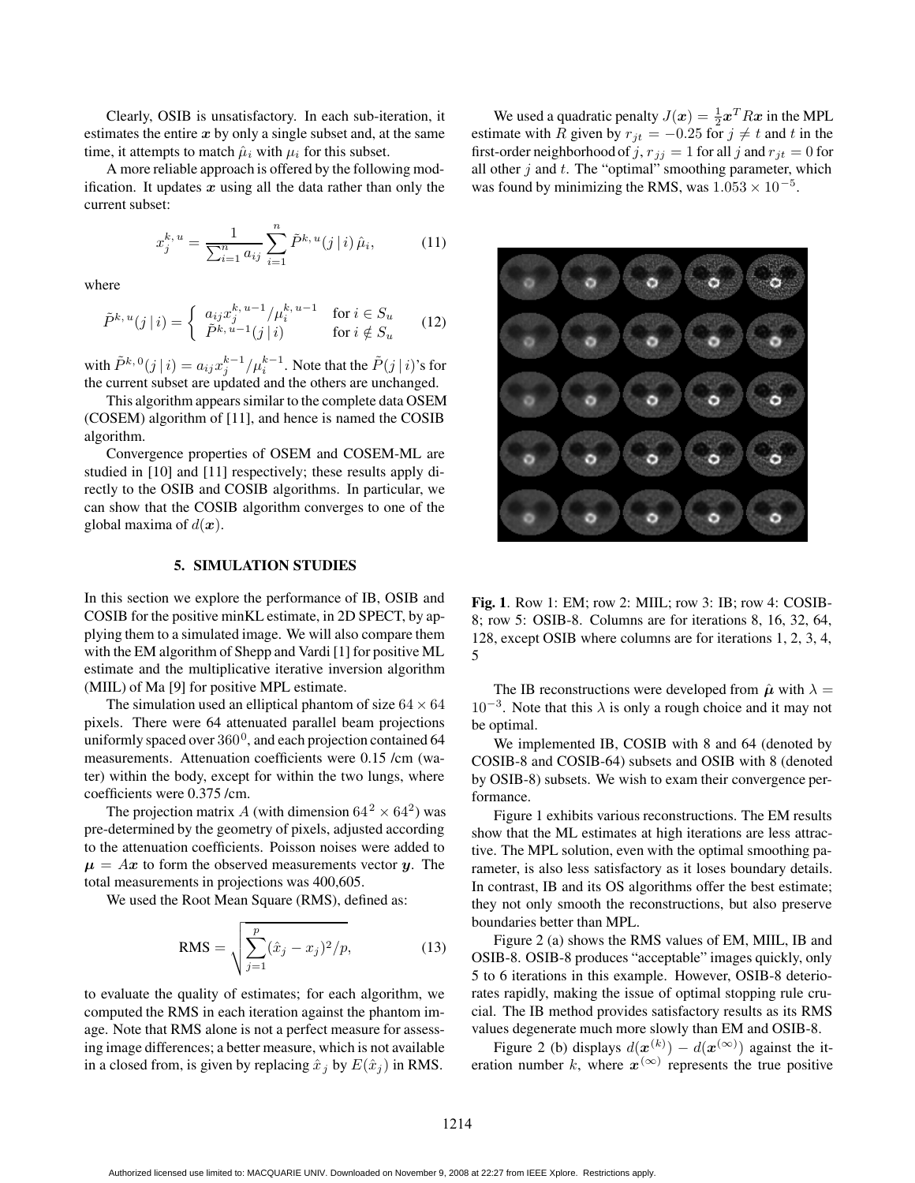Clearly, OSIB is unsatisfactory. In each sub-iteration, it estimates the entire $\boldsymbol{x}$ by only a single subset and, at the same time, it attempts to match $\hat{\mu}_i$ with $\mu_i$ for this subset.

A more reliable approach is offered by the following modification. It updates $\boldsymbol{x}$ using all the data rather than only the current subset:

$$x_j^{k,u} = \frac{1}{\sum_{i=1}^{n} a_{ij}} \sum_{i=1}^{n} \tilde{P}^{k,u}(j \,|\, i)\, \hat{\mu}_i, \tag{11}$$

where

$$\tilde{P}^{k,u}(j \,|\, i) = \begin{cases} a_{ij} x_j^{k,u-1} / \mu_i^{k,u-1} & \text{for } i \in S_u \\ \tilde{P}^{k,u-1}(j \,|\, i) & \text{for } i \notin S_u \end{cases} \tag{12}$$

with $\tilde{P}^{k,0}(j \,|\, i) = a_{ij} x_j^{k-1} / \mu_i^{k-1}$. Note that the $\tilde{P}(j \,|\, i)$'s for the current subset are updated and the others are unchanged.

This algorithm appears similar to the complete data OSEM (COSEM) algorithm of [11], and hence is named the COSIB algorithm.

Convergence properties of OSEM and COSEM-ML are studied in [10] and [11] respectively; these results apply directly to the OSIB and COSIB algorithms. In particular, we can show that the COSIB algorithm converges to one of the global maxima of $d(\boldsymbol{x})$.

## 5. SIMULATION STUDIES

In this section we explore the performance of IB, OSIB and COSIB for the positive minKL estimate, in 2D SPECT, by applying them to a simulated image. We will also compare them with the EM algorithm of Shepp and Vardi [1] for positive ML estimate and the multiplicative iterative inversion algorithm (MIIL) of Ma [9] for positive MPL estimate.

The simulation used an elliptical phantom of size $64 \times 64$ pixels. There were 64 attenuated parallel beam projections uniformly spaced over $360^0$, and each projection contained 64 measurements. Attenuation coefficients were 0.15 /cm (water) within the body, except for within the two lungs, where coefficients were 0.375 /cm.

The projection matrix $A$ (with dimension $64^2 \times 64^2$) was pre-determined by the geometry of pixels, adjusted according to the attenuation coefficients. Poisson noises were added to $\boldsymbol{\mu} = A\boldsymbol{x}$ to form the observed measurements vector $\boldsymbol{y}$. The total measurements in projections was 400,605.

We used the Root Mean Square (RMS), defined as:

$$\text{RMS} = \sqrt{\sum_{j=1}^{p} (\hat{x}_j - x_j)^2 / p}, \tag{13}$$

to evaluate the quality of estimates; for each algorithm, we computed the RMS in each iteration against the phantom image. Note that RMS alone is not a perfect measure for assessing image differences; a better measure, which is not available in a closed from, is given by replacing $\hat{x}_j$ by $E(\hat{x}_j)$ in RMS.

We used a quadratic penalty $J(\boldsymbol{x}) = \frac{1}{2}\boldsymbol{x}^T R \boldsymbol{x}$ in the MPL estimate with $R$ given by $r_{jt} = -0.25$ for $j \neq t$ and $t$ in the first-order neighborhood of $j$, $r_{jj} = 1$ for all $j$ and $r_{jt} = 0$ for all other $j$ and $t$. The "optimal" smoothing parameter, which was found by minimizing the RMS, was $1.053 \times 10^{-5}$.

**Fig. 1**. Row 1: EM; row 2: MIIL; row 3: IB; row 4: COSIB-8; row 5: OSIB-8. Columns are for iterations 8, 16, 32, 64, 128, except OSIB where columns are for iterations 1, 2, 3, 4, 5

The IB reconstructions were developed from $\hat{\boldsymbol{\mu}}$ with $\lambda = 10^{-3}$. Note that this $\lambda$ is only a rough choice and it may not be optimal.

We implemented IB, COSIB with 8 and 64 (denoted by COSIB-8 and COSIB-64) subsets and OSIB with 8 (denoted by OSIB-8) subsets. We wish to exam their convergence performance.

Figure 1 exhibits various reconstructions. The EM results show that the ML estimates at high iterations are less attractive. The MPL solution, even with the optimal smoothing parameter, is also less satisfactory as it loses boundary details. In contrast, IB and its OS algorithms offer the best estimate; they not only smooth the reconstructions, but also preserve boundaries better than MPL.

Figure 2 (a) shows the RMS values of EM, MIIL, IB and OSIB-8. OSIB-8 produces "acceptable" images quickly, only 5 to 6 iterations in this example. However, OSIB-8 deteriorates rapidly, making the issue of optimal stopping rule crucial. The IB method provides satisfactory results as its RMS values degenerate much more slowly than EM and OSIB-8.

Figure 2 (b) displays $d(\boldsymbol{x}^{(k)}) - d(\boldsymbol{x}^{(\infty)})$ against the iteration number $k$, where $\boldsymbol{x}^{(\infty)}$ represents the true positive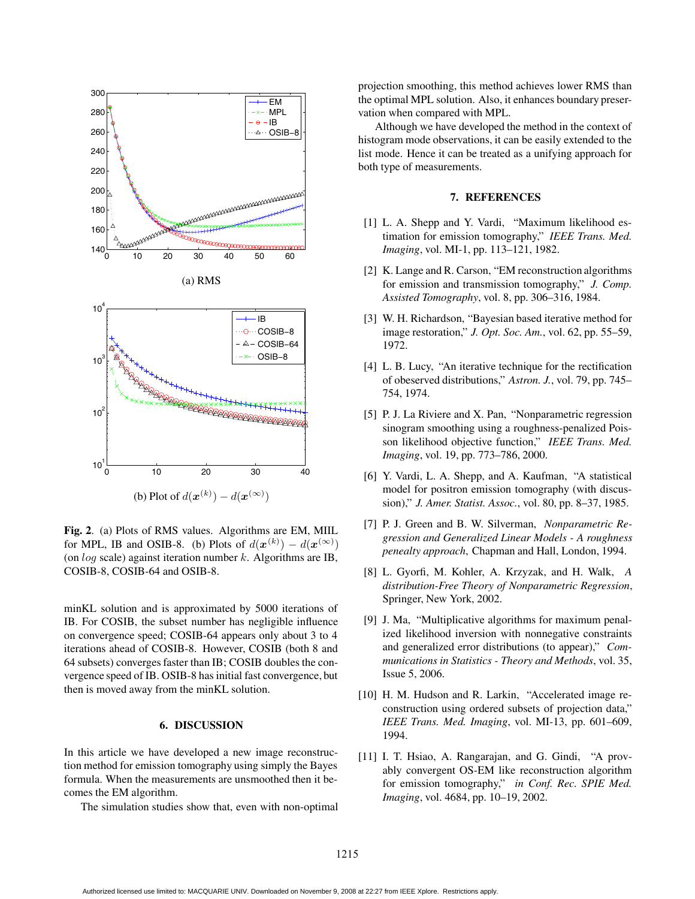300
280
260
240
220
200
180
160
140
0
10
20
30
40
50
60

EM
MPL
IB
OSIB−8

(a) RMS

$10^4$
$10^3$
$10^2$
$10^1$
0
10
20
30
40

IB
COSIB−8
COSIB−64
OSIB−8

(b) Plot of $d(\boldsymbol{x}^{(k)}) - d(\boldsymbol{x}^{(\infty)})$

**Fig. 2**. (a) Plots of RMS values. Algorithms are EM, MIIL for MPL, IB and OSIB-8. (b) Plots of $d(\boldsymbol{x}^{(k)}) - d(\boldsymbol{x}^{(\infty)})$ (on $log$ scale) against iteration number $k$. Algorithms are IB, COSIB-8, COSIB-64 and OSIB-8.

minKL solution and is approximated by 5000 iterations of IB. For COSIB, the subset number has negligible influence on convergence speed; COSIB-64 appears only about 3 to 4 iterations ahead of COSIB-8. However, COSIB (both 8 and 64 subsets) converges faster than IB; COSIB doubles the convergence speed of IB. OSIB-8 has initial fast convergence, but then is moved away from the minKL solution.

## 6. DISCUSSION

In this article we have developed a new image reconstruction method for emission tomography using simply the Bayes formula. When the measurements are unsmoothed then it becomes the EM algorithm.

The simulation studies show that, even with non-optimal projection smoothing, this method achieves lower RMS than the optimal MPL solution. Also, it enhances boundary preservation when compared with MPL.

Although we have developed the method in the context of histogram mode observations, it can be easily extended to the list mode. Hence it can be treated as a unifying approach for both type of measurements.

## 7. REFERENCES

[1] L. A. Shepp and Y. Vardi, "Maximum likelihood estimation for emission tomography," *IEEE Trans. Med. Imaging*, vol. MI-1, pp. 113–121, 1982.

[2] K. Lange and R. Carson, "EM reconstruction algorithms for emission and transmission tomography," *J. Comp. Assisted Tomography*, vol. 8, pp. 306–316, 1984.

[3] W. H. Richardson, "Bayesian based iterative method for image restoration," *J. Opt. Soc. Am.*, vol. 62, pp. 55–59, 1972.

[4] L. B. Lucy, "An iterative technique for the rectification of obeserved distributions," *Astron. J.*, vol. 79, pp. 745–754, 1974.

[5] P. J. La Riviere and X. Pan, "Nonparametric regression sinogram smoothing using a roughness-penalized Poisson likelihood objective function," *IEEE Trans. Med. Imaging*, vol. 19, pp. 773–786, 2000.

[6] Y. Vardi, L. A. Shepp, and A. Kaufman, "A statistical model for positron emission tomography (with discussion)," *J. Amer. Statist. Assoc.*, vol. 80, pp. 8–37, 1985.

[7] P. J. Green and B. W. Silverman, *Nonparametric Regression and Generalized Linear Models - A roughness penalty approach*, Chapman and Hall, London, 1994.

[8] L. Gyorfi, M. Kohler, A. Krzyzak, and H. Walk, *A distribution-Free Theory of Nonparametric Regression*, Springer, New York, 2002.

[9] J. Ma, "Multiplicative algorithms for maximum penalized likelihood inversion with nonnegative constraints and generalized error distributions (to appear)," *Communications in Statistics - Theory and Methods*, vol. 35, Issue 5, 2006.

[10] H. M. Hudson and R. Larkin, "Accelerated image reconstruction using ordered subsets of projection data," *IEEE Trans. Med. Imaging*, vol. MI-13, pp. 601–609, 1994.

[11] I. T. Hsiao, A. Rangarajan, and G. Gindi, "A provably convergent OS-EM like reconstruction algorithm for emission tomography," *in Conf. Rec. SPIE Med. Imaging*, vol. 4684, pp. 10–19, 2002.